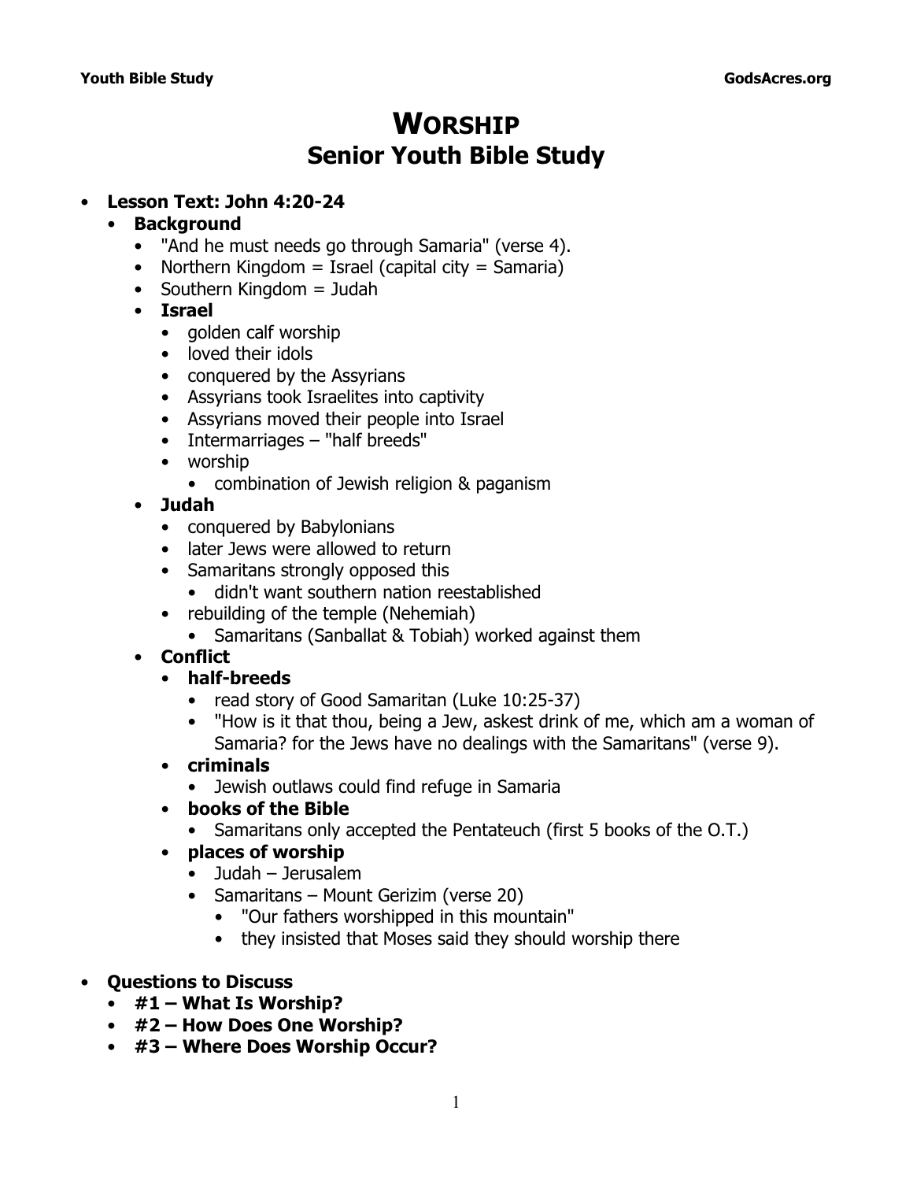# WORSHIP
## Senior Youth Bible Study

- **Lesson Text: John 4:20-24**
  - **Background**
    - "And he must needs go through Samaria" (verse 4).
    - Northern Kingdom = Israel (capital city = Samaria)
    - Southern Kingdom = Judah
  - **Israel**
    - golden calf worship
    - loved their idols
    - conquered by the Assyrians
    - Assyrians took Israelites into captivity
    - Assyrians moved their people into Israel
    - Intermarriages – "half breeds"
    - worship
      - combination of Jewish religion & paganism
  - **Judah**
    - conquered by Babylonians
    - later Jews were allowed to return
    - Samaritans strongly opposed this
      - didn't want southern nation reestablished
    - rebuilding of the temple (Nehemiah)
      - Samaritans (Sanballat & Tobiah) worked against them
  - **Conflict**
    - **half-breeds**
      - read story of Good Samaritan (Luke 10:25-37)
      - "How is it that thou, being a Jew, askest drink of me, which am a woman of Samaria? for the Jews have no dealings with the Samaritans" (verse 9).
    - **criminals**
      - Jewish outlaws could find refuge in Samaria
    - **books of the Bible**
      - Samaritans only accepted the Pentateuch (first 5 books of the O.T.)
    - **places of worship**
      - Judah – Jerusalem
      - Samaritans – Mount Gerizim (verse 20)
        - "Our fathers worshipped in this mountain"
        - they insisted that Moses said they should worship there

- **Questions to Discuss**
  - **#1 – What Is Worship?**
  - **#2 – How Does One Worship?**
  - **#3 – Where Does Worship Occur?**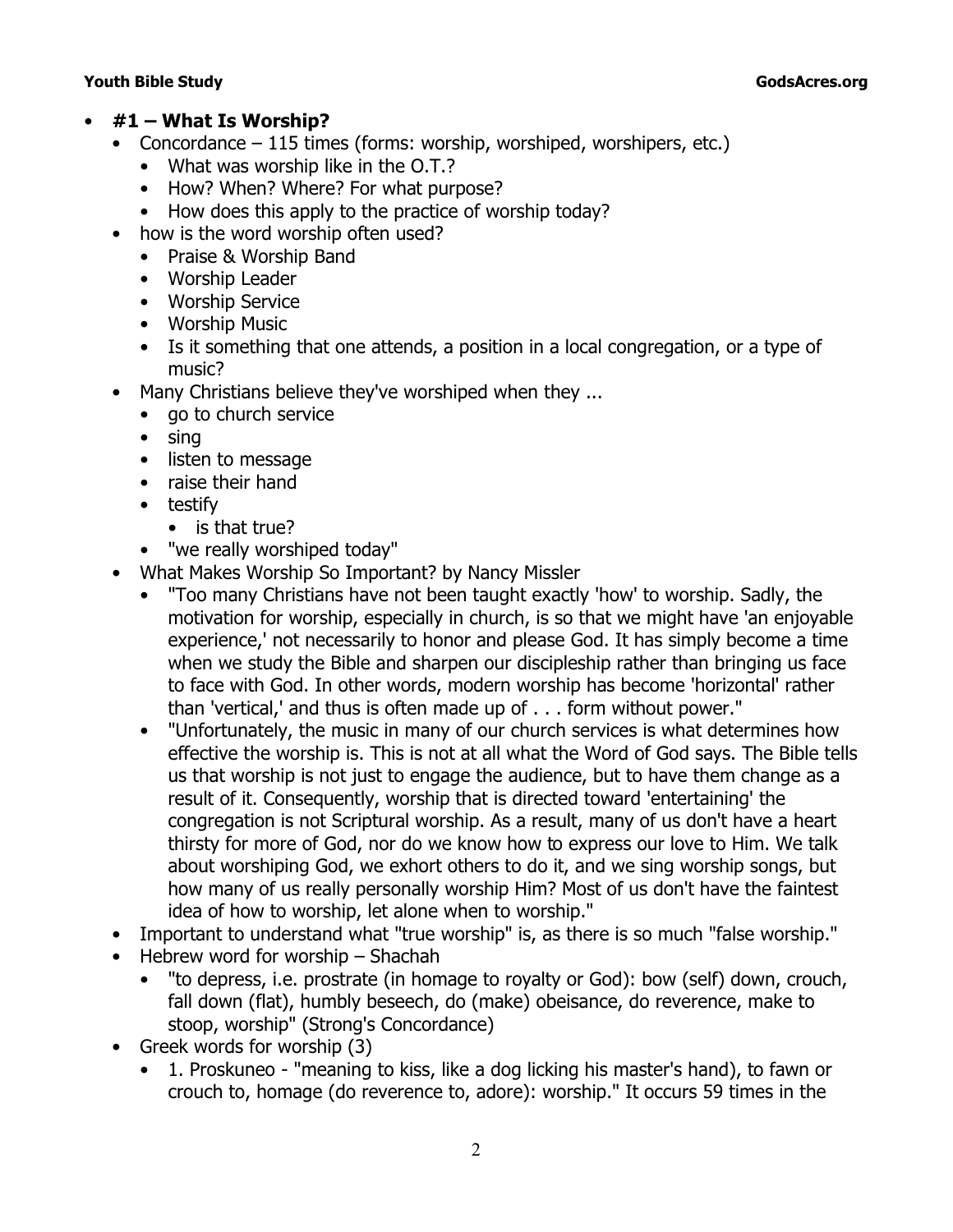- **#1 – What Is Worship?**
  - Concordance – 115 times (forms: worship, worshiped, worshipers, etc.)
    - What was worship like in the O.T.?
    - How? When? Where? For what purpose?
    - How does this apply to the practice of worship today?
  - how is the word worship often used?
    - Praise & Worship Band
    - Worship Leader
    - Worship Service
    - Worship Music
    - Is it something that one attends, a position in a local congregation, or a type of music?
  - Many Christians believe they've worshiped when they ...
    - go to church service
    - sing
    - listen to message
    - raise their hand
    - testify
      - is that true?
    - "we really worshiped today"
  - What Makes Worship So Important? by Nancy Missler
    - "Too many Christians have not been taught exactly 'how' to worship. Sadly, the motivation for worship, especially in church, is so that we might have 'an enjoyable experience,' not necessarily to honor and please God. It has simply become a time when we study the Bible and sharpen our discipleship rather than bringing us face to face with God. In other words, modern worship has become 'horizontal' rather than 'vertical,' and thus is often made up of . . . form without power."
    - "Unfortunately, the music in many of our church services is what determines how effective the worship is. This is not at all what the Word of God says. The Bible tells us that worship is not just to engage the audience, but to have them change as a result of it. Consequently, worship that is directed toward 'entertaining' the congregation is not Scriptural worship. As a result, many of us don't have a heart thirsty for more of God, nor do we know how to express our love to Him. We talk about worshiping God, we exhort others to do it, and we sing worship songs, but how many of us really personally worship Him? Most of us don't have the faintest idea of how to worship, let alone when to worship."
  - Important to understand what "true worship" is, as there is so much "false worship."
  - Hebrew word for worship – Shachah
    - "to depress, i.e. prostrate (in homage to royalty or God): bow (self) down, crouch, fall down (flat), humbly beseech, do (make) obeisance, do reverence, make to stoop, worship" (Strong's Concordance)
  - Greek words for worship (3)
    - 1. Proskuneo - "meaning to kiss, like a dog licking his master's hand), to fawn or crouch to, homage (do reverence to, adore): worship." It occurs 59 times in the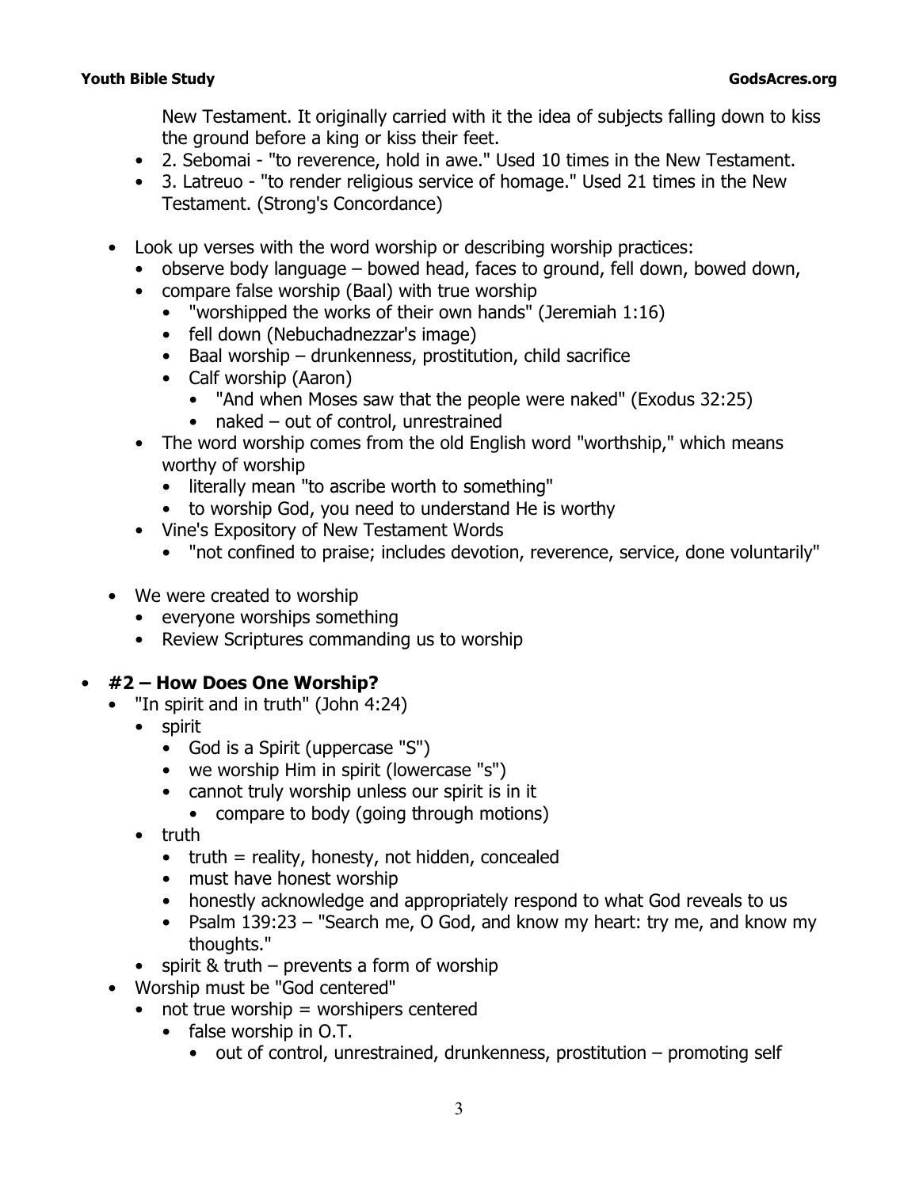New Testament. It originally carried with it the idea of subjects falling down to kiss the ground before a king or kiss their feet.

- 2. Sebomai - "to reverence, hold in awe." Used 10 times in the New Testament.
- 3. Latreuo - "to render religious service of homage." Used 21 times in the New Testament. (Strong's Concordance)

- Look up verses with the word worship or describing worship practices:
  - observe body language – bowed head, faces to ground, fell down, bowed down,
  - compare false worship (Baal) with true worship
    - "worshipped the works of their own hands" (Jeremiah 1:16)
    - fell down (Nebuchadnezzar's image)
    - Baal worship – drunkenness, prostitution, child sacrifice
    - Calf worship (Aaron)
      - "And when Moses saw that the people were naked" (Exodus 32:25)
      - naked – out of control, unrestrained
  - The word worship comes from the old English word "worthship," which means worthy of worship
    - literally mean "to ascribe worth to something"
    - to worship God, you need to understand He is worthy
  - Vine's Expository of New Testament Words
    - "not confined to praise; includes devotion, reverence, service, done voluntarily"

- We were created to worship
  - everyone worships something
  - Review Scriptures commanding us to worship

- **#2 – How Does One Worship?**
  - "In spirit and in truth" (John 4:24)
    - spirit
      - God is a Spirit (uppercase "S")
      - we worship Him in spirit (lowercase "s")
      - cannot truly worship unless our spirit is in it
        - compare to body (going through motions)
    - truth
      - truth = reality, honesty, not hidden, concealed
      - must have honest worship
      - honestly acknowledge and appropriately respond to what God reveals to us
      - Psalm 139:23 – "Search me, O God, and know my heart: try me, and know my thoughts."
    - spirit & truth – prevents a form of worship
  - Worship must be "God centered"
    - not true worship = worshipers centered
      - false worship in O.T.
        - out of control, unrestrained, drunkenness, prostitution – promoting self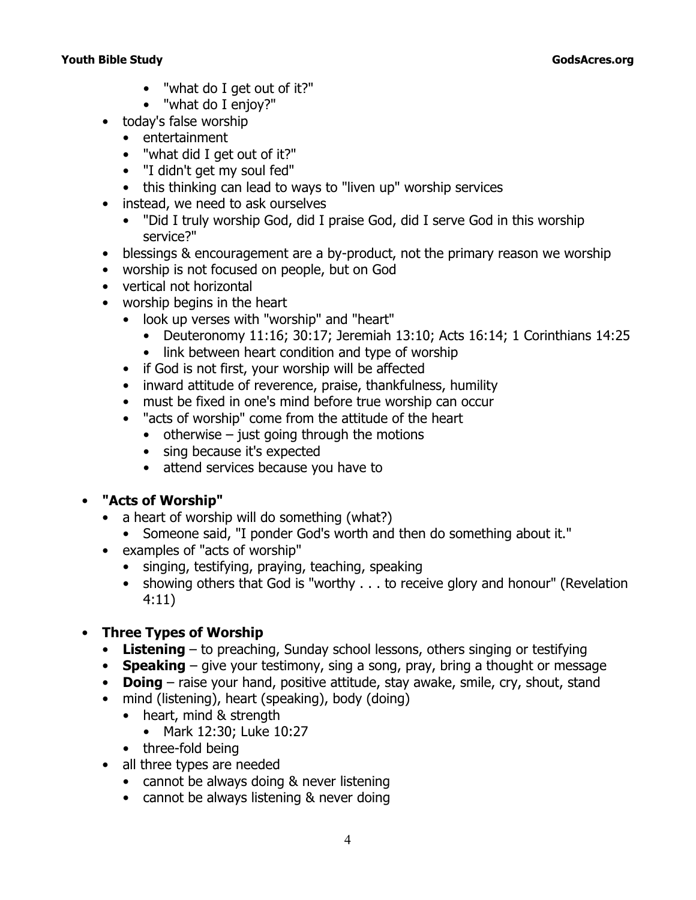- "what do I get out of it?"
    - "what do I enjoy?"
  - today's false worship
    - entertainment
    - "what did I get out of it?"
    - "I didn't get my soul fed"
    - this thinking can lead to ways to "liven up" worship services
  - instead, we need to ask ourselves
    - "Did I truly worship God, did I praise God, did I serve God in this worship service?"
  - blessings & encouragement are a by-product, not the primary reason we worship
  - worship is not focused on people, but on God
  - vertical not horizontal
  - worship begins in the heart
    - look up verses with "worship" and "heart"
      - Deuteronomy 11:16; 30:17; Jeremiah 13:10; Acts 16:14; 1 Corinthians 14:25
      - link between heart condition and type of worship
    - if God is not first, your worship will be affected
    - inward attitude of reverence, praise, thankfulness, humility
    - must be fixed in one's mind before true worship can occur
    - "acts of worship" come from the attitude of the heart
      - otherwise – just going through the motions
      - sing because it's expected
      - attend services because you have to

- **"Acts of Worship"**
  - a heart of worship will do something (what?)
    - Someone said, "I ponder God's worth and then do something about it."
  - examples of "acts of worship"
    - singing, testifying, praying, teaching, speaking
    - showing others that God is "worthy . . . to receive glory and honour" (Revelation 4:11)

- **Three Types of Worship**
  - **Listening** – to preaching, Sunday school lessons, others singing or testifying
  - **Speaking** – give your testimony, sing a song, pray, bring a thought or message
  - **Doing** – raise your hand, positive attitude, stay awake, smile, cry, shout, stand
  - mind (listening), heart (speaking), body (doing)
    - heart, mind & strength
      - Mark 12:30; Luke 10:27
    - three-fold being
  - all three types are needed
    - cannot be always doing & never listening
    - cannot be always listening & never doing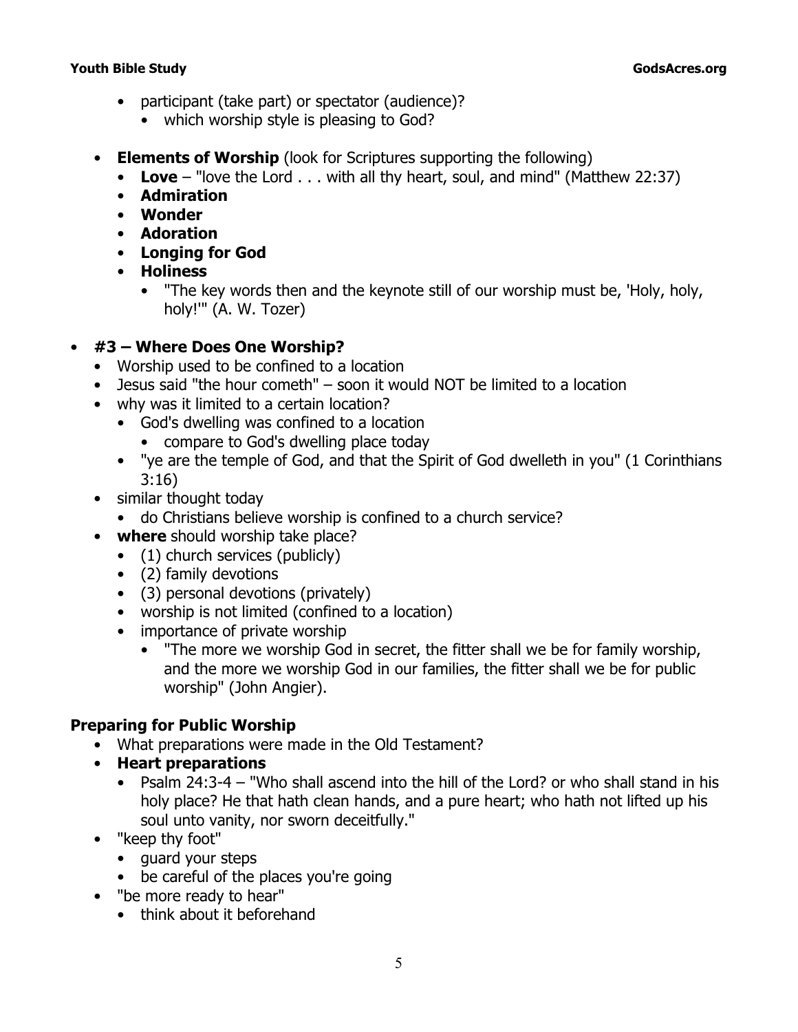- participant (take part) or spectator (audience)?
    - which worship style is pleasing to God?
- **Elements of Worship** (look for Scriptures supporting the following)
    - **Love** – "love the Lord . . . with all thy heart, soul, and mind" (Matthew 22:37)
    - **Admiration**
    - **Wonder**
    - **Adoration**
    - **Longing for God**
    - **Holiness**
        - "The key words then and the keynote still of our worship must be, 'Holy, holy, holy!'" (A. W. Tozer)

- **#3 – Where Does One Worship?**
    - Worship used to be confined to a location
    - Jesus said "the hour cometh" – soon it would NOT be limited to a location
    - why was it limited to a certain location?
        - God's dwelling was confined to a location
            - compare to God's dwelling place today
        - "ye are the temple of God, and that the Spirit of God dwelleth in you" (1 Corinthians 3:16)
    - similar thought today
        - do Christians believe worship is confined to a church service?
    - **where** should worship take place?
        - (1) church services (publicly)
        - (2) family devotions
        - (3) personal devotions (privately)
        - worship is not limited (confined to a location)
        - importance of private worship
            - "The more we worship God in secret, the fitter shall we be for family worship, and the more we worship God in our families, the fitter shall we be for public worship" (John Angier).

## Preparing for Public Worship

- What preparations were made in the Old Testament?
- **Heart preparations**
    - Psalm 24:3-4 – "Who shall ascend into the hill of the Lord? or who shall stand in his holy place? He that hath clean hands, and a pure heart; who hath not lifted up his soul unto vanity, nor sworn deceitfully."
- "keep thy foot"
    - guard your steps
    - be careful of the places you're going
- "be more ready to hear"
    - think about it beforehand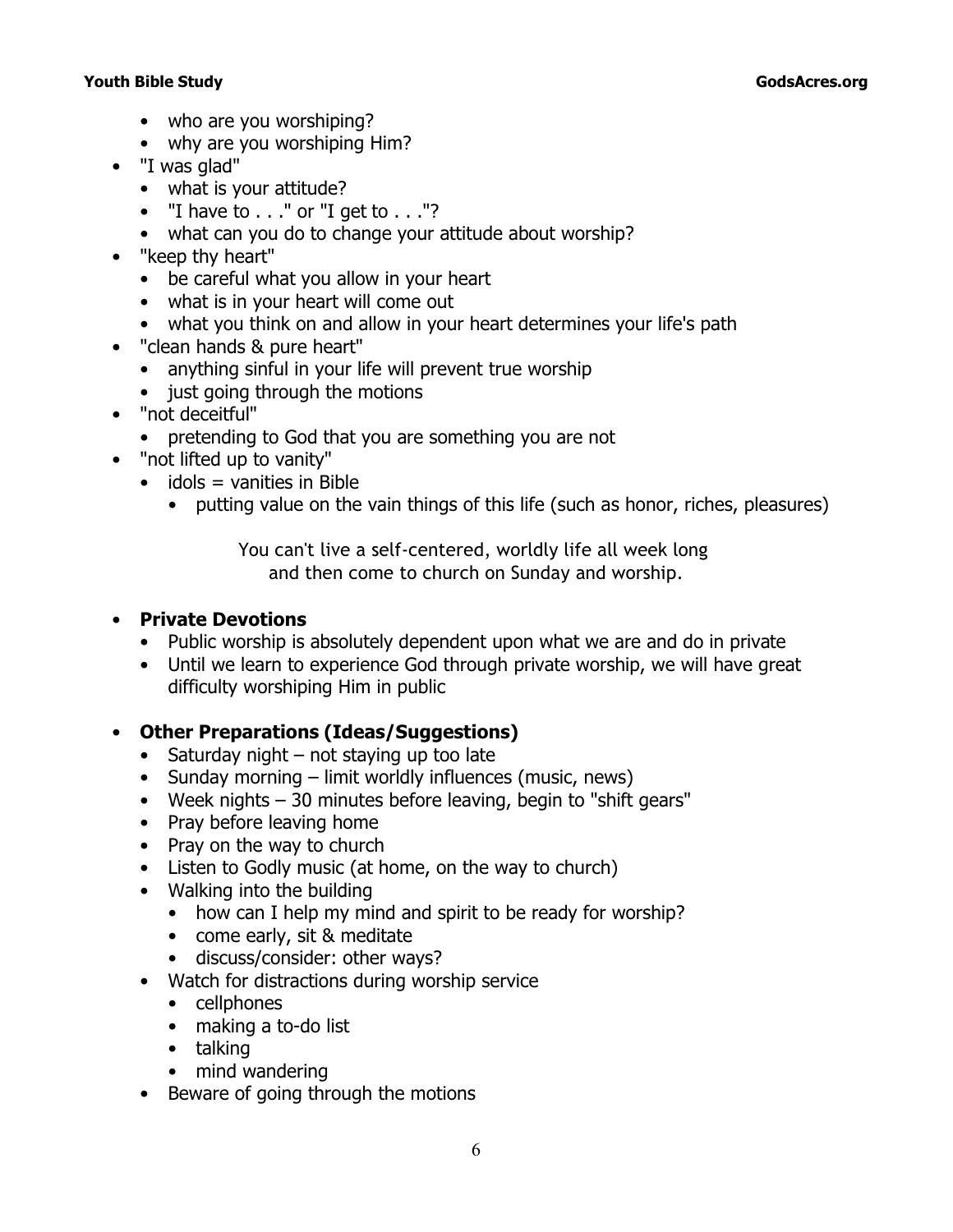- who are you worshiping?
- why are you worshiping Him?
- "I was glad"
  - what is your attitude?
  - "I have to . . ." or "I get to . . ."?
  - what can you do to change your attitude about worship?
- "keep thy heart"
  - be careful what you allow in your heart
  - what is in your heart will come out
  - what you think on and allow in your heart determines your life's path
- "clean hands & pure heart"
  - anything sinful in your life will prevent true worship
  - just going through the motions
- "not deceitful"
  - pretending to God that you are something you are not
- "not lifted up to vanity"
  - idols = vanities in Bible
    - putting value on the vain things of this life (such as honor, riches, pleasures)

You can't live a self-centered, worldly life all week long
and then come to church on Sunday and worship.

- **Private Devotions**
  - Public worship is absolutely dependent upon what we are and do in private
  - Until we learn to experience God through private worship, we will have great difficulty worshiping Him in public

- **Other Preparations (Ideas/Suggestions)**
  - Saturday night – not staying up too late
  - Sunday morning – limit worldly influences (music, news)
  - Week nights – 30 minutes before leaving, begin to "shift gears"
  - Pray before leaving home
  - Pray on the way to church
  - Listen to Godly music (at home, on the way to church)
  - Walking into the building
    - how can I help my mind and spirit to be ready for worship?
    - come early, sit & meditate
    - discuss/consider: other ways?
  - Watch for distractions during worship service
    - cellphones
    - making a to-do list
    - talking
    - mind wandering
  - Beware of going through the motions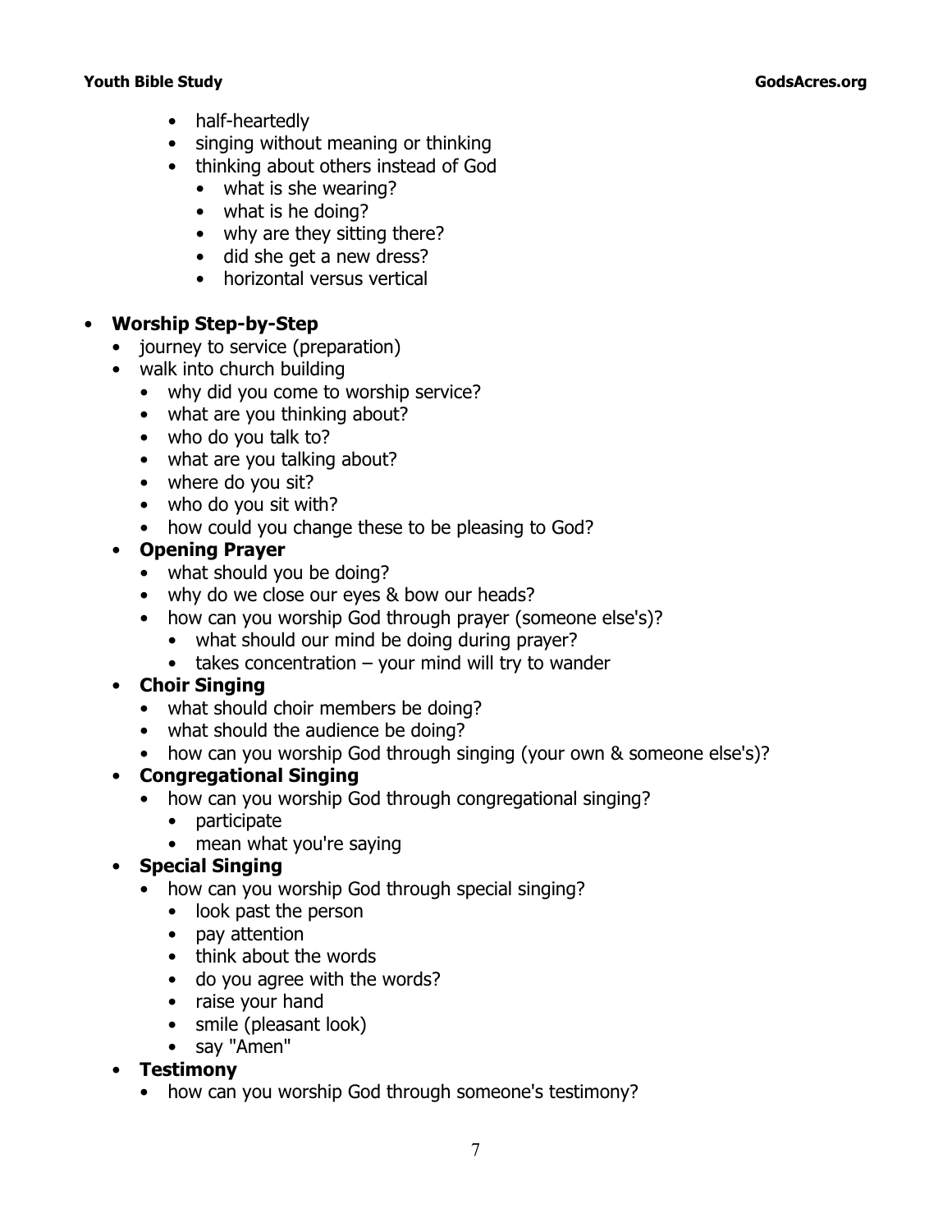- half-heartedly
- singing without meaning or thinking
- thinking about others instead of God
  - what is she wearing?
  - what is he doing?
  - why are they sitting there?
  - did she get a new dress?
  - horizontal versus vertical

- **Worship Step-by-Step**
  - journey to service (preparation)
  - walk into church building
    - why did you come to worship service?
    - what are you thinking about?
    - who do you talk to?
    - what are you talking about?
    - where do you sit?
    - who do you sit with?
    - how could you change these to be pleasing to God?
  - **Opening Prayer**
    - what should you be doing?
    - why do we close our eyes & bow our heads?
    - how can you worship God through prayer (someone else's)?
      - what should our mind be doing during prayer?
      - takes concentration – your mind will try to wander
  - **Choir Singing**
    - what should choir members be doing?
    - what should the audience be doing?
    - how can you worship God through singing (your own & someone else's)?
  - **Congregational Singing**
    - how can you worship God through congregational singing?
      - participate
      - mean what you're saying
  - **Special Singing**
    - how can you worship God through special singing?
      - look past the person
      - pay attention
      - think about the words
      - do you agree with the words?
      - raise your hand
      - smile (pleasant look)
      - say "Amen"
  - **Testimony**
    - how can you worship God through someone's testimony?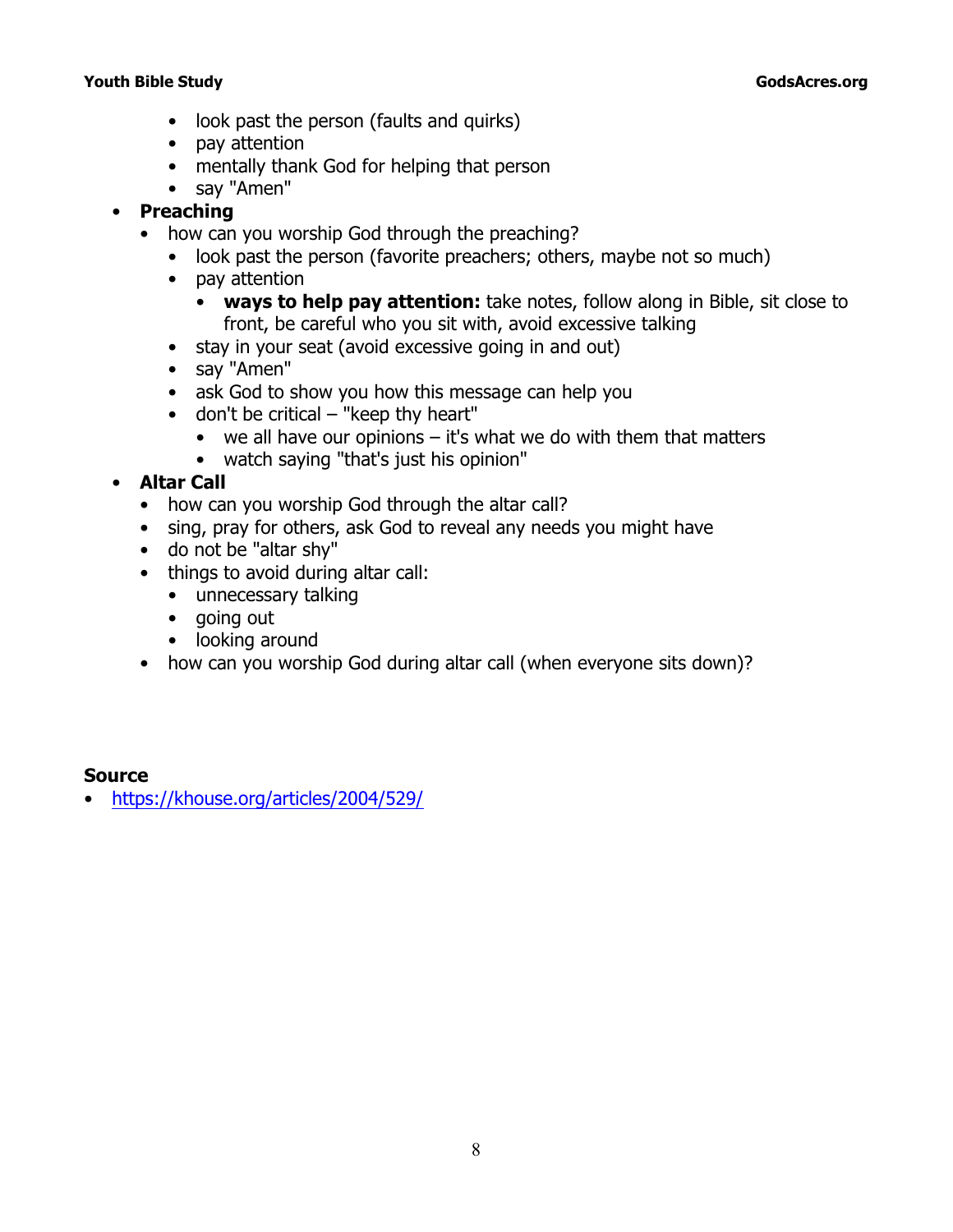- look past the person (faults and quirks)
    - pay attention
    - mentally thank God for helping that person
    - say "Amen"
- **Preaching**
  - how can you worship God through the preaching?
    - look past the person (favorite preachers; others, maybe not so much)
    - pay attention
      - **ways to help pay attention:** take notes, follow along in Bible, sit close to front, be careful who you sit with, avoid excessive talking
    - stay in your seat (avoid excessive going in and out)
    - say "Amen"
    - ask God to show you how this message can help you
    - don't be critical – "keep thy heart"
      - we all have our opinions – it's what we do with them that matters
      - watch saying "that's just his opinion"
- **Altar Call**
  - how can you worship God through the altar call?
  - sing, pray for others, ask God to reveal any needs you might have
  - do not be "altar shy"
  - things to avoid during altar call:
    - unnecessary talking
    - going out
    - looking around
  - how can you worship God during altar call (when everyone sits down)?

**Source**

- https://khouse.org/articles/2004/529/